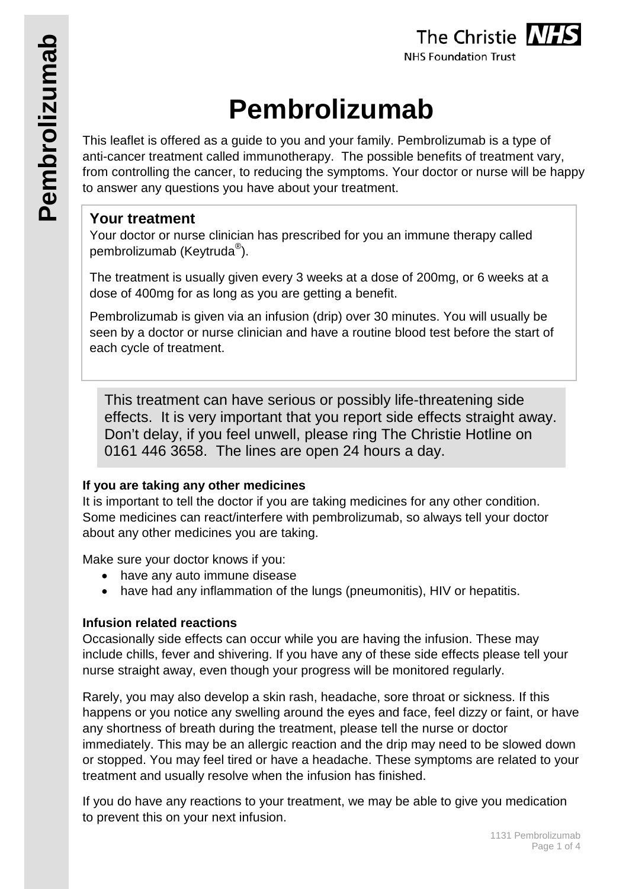# Pembrolizumab

This leaflet is offered as a guide to you and your family. Pembrolizumab is a type of anti-cancer treatment called immunotherapy. The possible benefits of treatment vary, from controlling the cancer, to reducing the symptoms. Your doctor or nurse will be happy to answer any questions you have about your treatment.

## Your treatment

Your doctor or nurse clinician has prescribed for you an immune therapy called pembrolizumab (Keytruda®).

The treatment is usually given every 3 weeks at a dose of 200mg, or 6 weeks at a dose of 400mg for as long as you are getting a benefit.

Pembrolizumab is given via an infusion (drip) over 30 minutes. You will usually be seen by a doctor or nurse clinician and have a routine blood test before the start of each cycle of treatment.

This treatment can have serious or possibly life-threatening side effects. It is very important that you report side effects straight away. Don't delay, if you feel unwell, please ring The Christie Hotline on 0161 446 3658. The lines are open 24 hours a day.

**If you are taking any other medicines**

It is important to tell the doctor if you are taking medicines for any other condition. Some medicines can react/interfere with pembrolizumab, so always tell your doctor about any other medicines you are taking.

Make sure your doctor knows if you:

- have any auto immune disease
- have had any inflammation of the lungs (pneumonitis), HIV or hepatitis.

**Infusion related reactions**

Occasionally side effects can occur while you are having the infusion. These may include chills, fever and shivering. If you have any of these side effects please tell your nurse straight away, even though your progress will be monitored regularly.

Rarely, you may also develop a skin rash, headache, sore throat or sickness. If this happens or you notice any swelling around the eyes and face, feel dizzy or faint, or have any shortness of breath during the treatment, please tell the nurse or doctor immediately. This may be an allergic reaction and the drip may need to be slowed down or stopped. You may feel tired or have a headache. These symptoms are related to your treatment and usually resolve when the infusion has finished.

If you do have any reactions to your treatment, we may be able to give you medication to prevent this on your next infusion.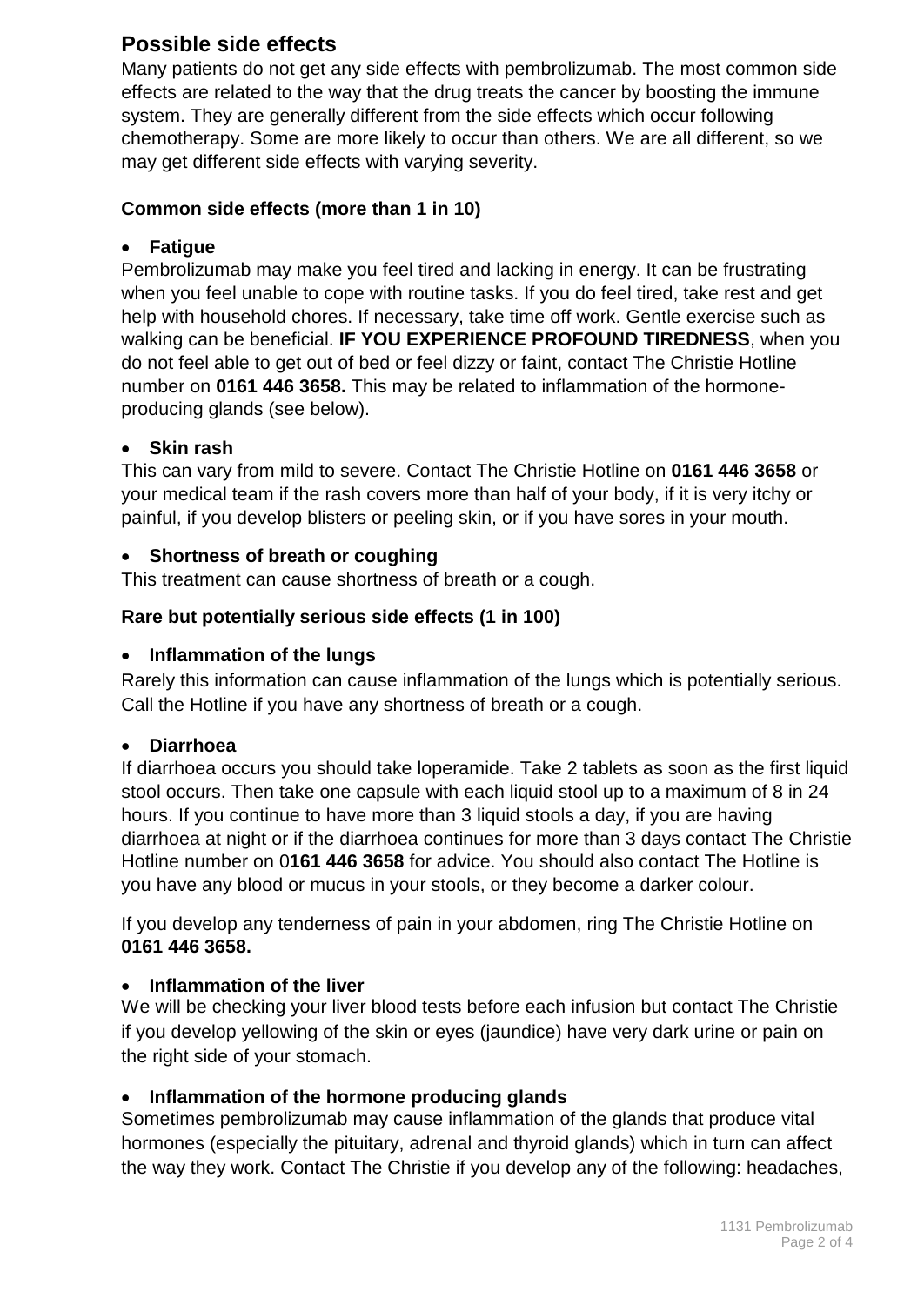## Possible side effects

Many patients do not get any side effects with pembrolizumab. The most common side effects are related to the way that the drug treats the cancer by boosting the immune system. They are generally different from the side effects which occur following chemotherapy. Some are more likely to occur than others. We are all different, so we may get different side effects with varying severity.

### Common side effects (more than 1 in 10)

- **Fatigue**

Pembrolizumab may make you feel tired and lacking in energy. It can be frustrating when you feel unable to cope with routine tasks. If you do feel tired, take rest and get help with household chores. If necessary, take time off work. Gentle exercise such as walking can be beneficial. **IF YOU EXPERIENCE PROFOUND TIREDNESS**, when you do not feel able to get out of bed or feel dizzy or faint, contact The Christie Hotline number on **0161 446 3658.** This may be related to inflammation of the hormone-producing glands (see below).

- **Skin rash**

This can vary from mild to severe. Contact The Christie Hotline on **0161 446 3658** or your medical team if the rash covers more than half of your body, if it is very itchy or painful, if you develop blisters or peeling skin, or if you have sores in your mouth.

- **Shortness of breath or coughing**

This treatment can cause shortness of breath or a cough.

### Rare but potentially serious side effects (1 in 100)

- **Inflammation of the lungs**

Rarely this information can cause inflammation of the lungs which is potentially serious. Call the Hotline if you have any shortness of breath or a cough.

- **Diarrhoea**

If diarrhoea occurs you should take loperamide. Take 2 tablets as soon as the first liquid stool occurs. Then take one capsule with each liquid stool up to a maximum of 8 in 24 hours. If you continue to have more than 3 liquid stools a day, if you are having diarrhoea at night or if the diarrhoea continues for more than 3 days contact The Christie Hotline number on 0**161 446 3658** for advice. You should also contact The Hotline is you have any blood or mucus in your stools, or they become a darker colour.

If you develop any tenderness of pain in your abdomen, ring The Christie Hotline on **0161 446 3658.**

- **Inflammation of the liver**

We will be checking your liver blood tests before each infusion but contact The Christie if you develop yellowing of the skin or eyes (jaundice) have very dark urine or pain on the right side of your stomach.

- **Inflammation of the hormone producing glands**

Sometimes pembrolizumab may cause inflammation of the glands that produce vital hormones (especially the pituitary, adrenal and thyroid glands) which in turn can affect the way they work. Contact The Christie if you develop any of the following: headaches,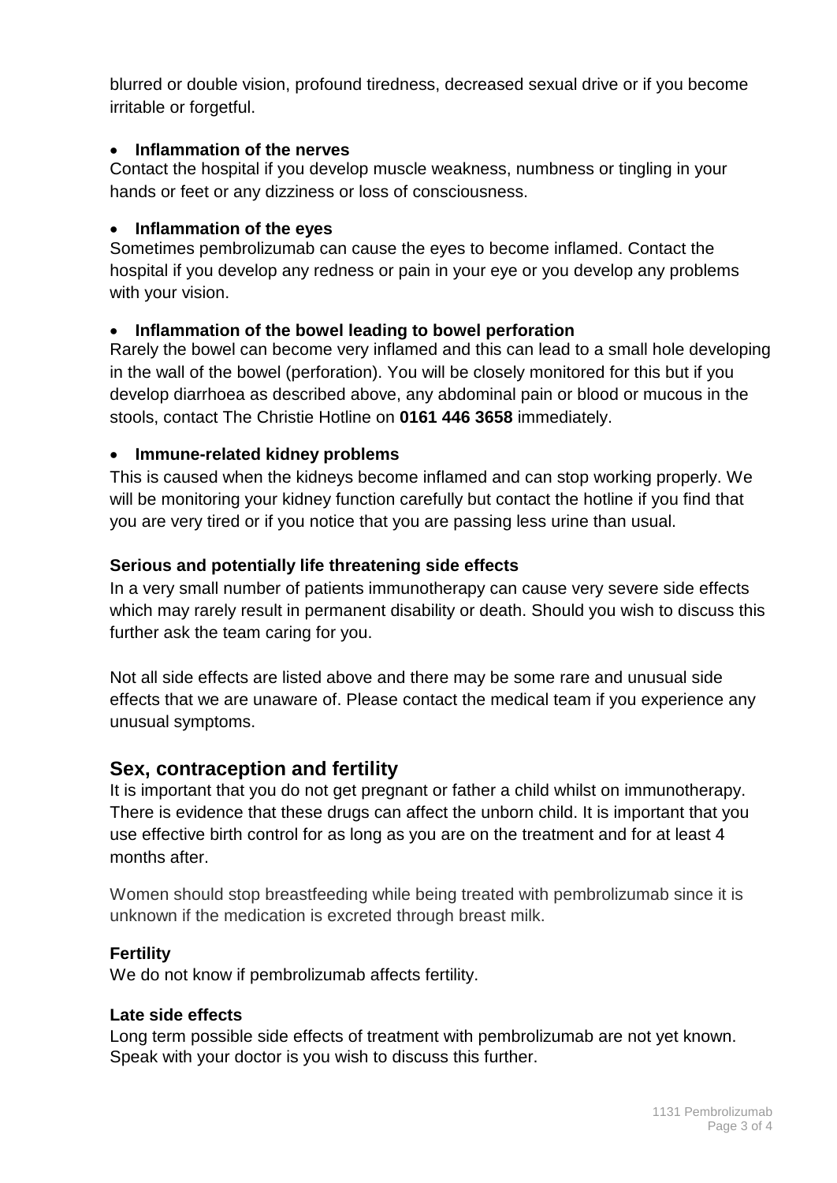blurred or double vision, profound tiredness, decreased sexual drive or if you become irritable or forgetful.

- **Inflammation of the nerves**

Contact the hospital if you develop muscle weakness, numbness or tingling in your hands or feet or any dizziness or loss of consciousness.

- **Inflammation of the eyes**

Sometimes pembrolizumab can cause the eyes to become inflamed. Contact the hospital if you develop any redness or pain in your eye or you develop any problems with your vision.

- **Inflammation of the bowel leading to bowel perforation**

Rarely the bowel can become very inflamed and this can lead to a small hole developing in the wall of the bowel (perforation). You will be closely monitored for this but if you develop diarrhoea as described above, any abdominal pain or blood or mucous in the stools, contact The Christie Hotline on **0161 446 3658** immediately.

- **Immune-related kidney problems**

This is caused when the kidneys become inflamed and can stop working properly. We will be monitoring your kidney function carefully but contact the hotline if you find that you are very tired or if you notice that you are passing less urine than usual.

### Serious and potentially life threatening side effects

In a very small number of patients immunotherapy can cause very severe side effects which may rarely result in permanent disability or death. Should you wish to discuss this further ask the team caring for you.

Not all side effects are listed above and there may be some rare and unusual side effects that we are unaware of. Please contact the medical team if you experience any unusual symptoms.

## Sex, contraception and fertility

It is important that you do not get pregnant or father a child whilst on immunotherapy. There is evidence that these drugs can affect the unborn child. It is important that you use effective birth control for as long as you are on the treatment and for at least 4 months after.

Women should stop breastfeeding while being treated with pembrolizumab since it is unknown if the medication is excreted through breast milk.

### Fertility

We do not know if pembrolizumab affects fertility.

### Late side effects

Long term possible side effects of treatment with pembrolizumab are not yet known. Speak with your doctor is you wish to discuss this further.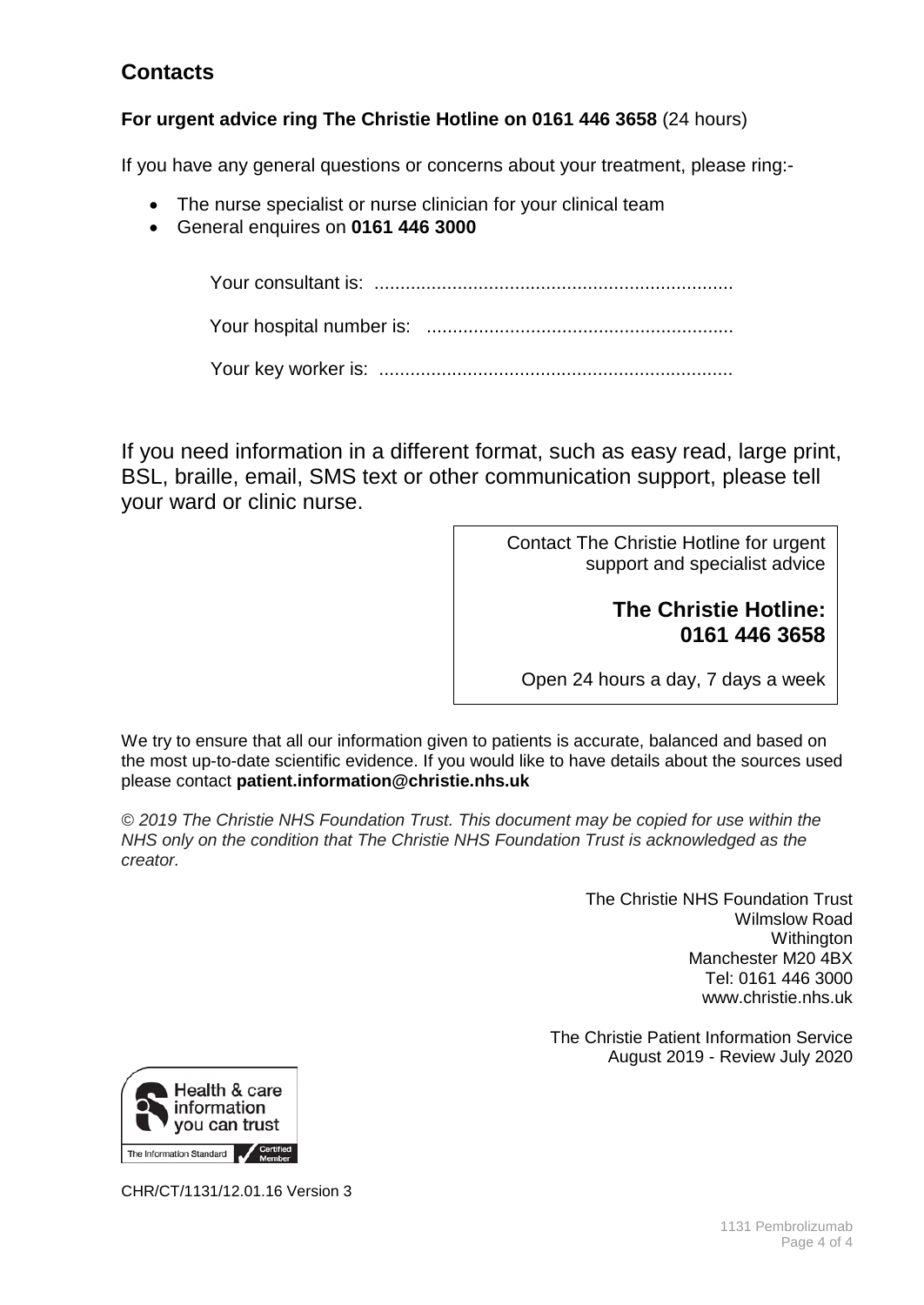## Contacts

**For urgent advice ring The Christie Hotline on 0161 446 3658** (24 hours)

If you have any general questions or concerns about your treatment, please ring:-

- The nurse specialist or nurse clinician for your clinical team
- General enquires on **0161 446 3000**

Your consultant is: ....................................................................

Your hospital number is: ..........................................................

Your key worker is: ...................................................................

If you need information in a different format, such as easy read, large print, BSL, braille, email, SMS text or other communication support, please tell your ward or clinic nurse.

Contact The Christie Hotline for urgent support and specialist advice

**The Christie Hotline: 0161 446 3658**

Open 24 hours a day, 7 days a week

We try to ensure that all our information given to patients is accurate, balanced and based on the most up-to-date scientific evidence. If you would like to have details about the sources used please contact **patient.information@christie.nhs.uk**

*© 2019 The Christie NHS Foundation Trust. This document may be copied for use within the NHS only on the condition that The Christie NHS Foundation Trust is acknowledged as the creator.*

The Christie NHS Foundation Trust
Wilmslow Road
Withington
Manchester M20 4BX
Tel: 0161 446 3000
www.christie.nhs.uk

The Christie Patient Information Service
August 2019 - Review July 2020

Health & care information you can trust
The Information Standard — Certified Member

CHR/CT/1131/12.01.16 Version 3

1131 Pembrolizumab